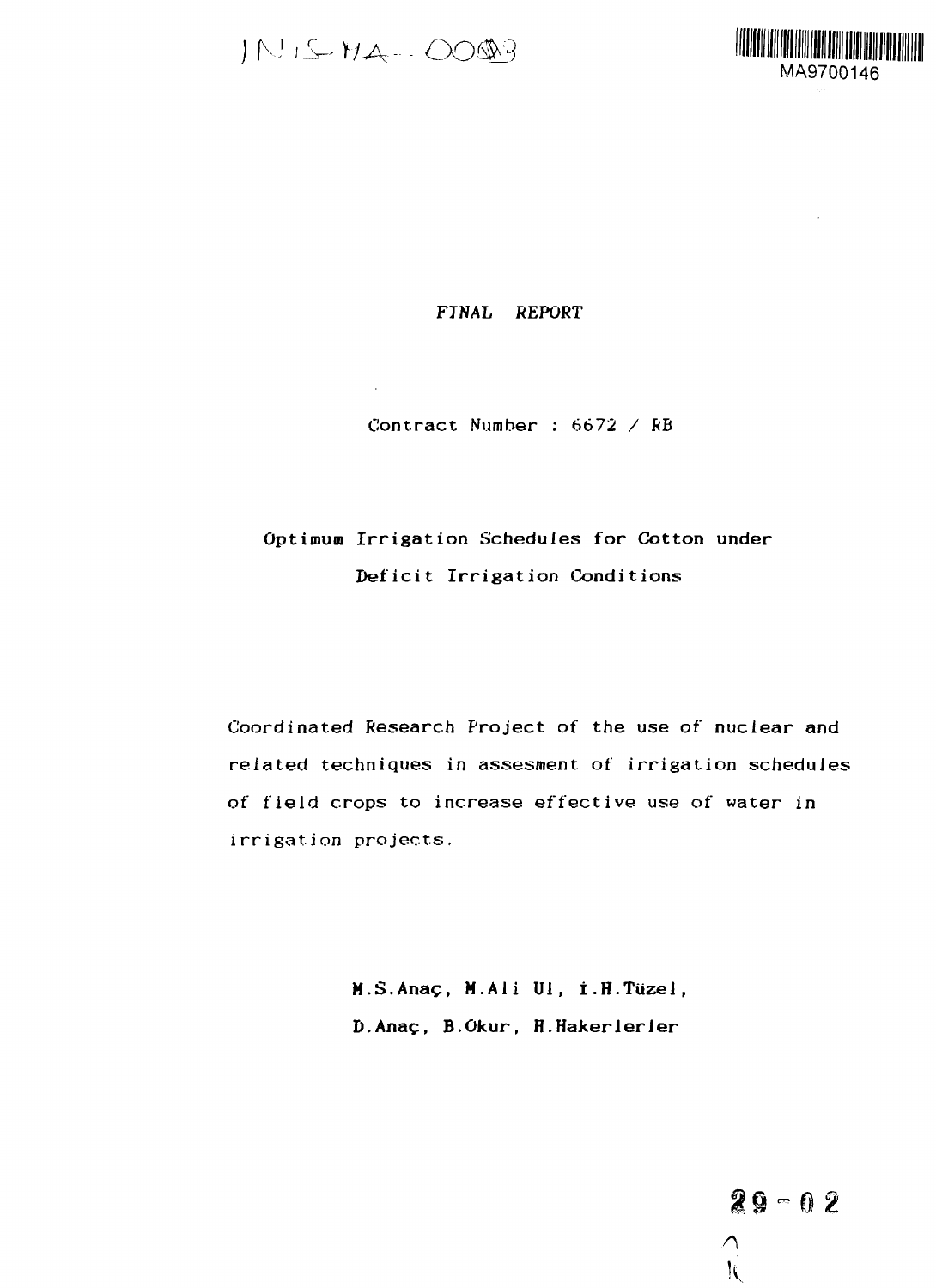INIS-MA--0003

MA9700146

*FINAL REPORT*

Contract Number : 6672 / RB

# Optimum Irrigation Schedules for Cotton under Deficit Irrigation Conditions

Coordinated Research Project of the use of nuclear and related techniques in assesment of irrigation schedules of field crops to increase effective use of water in irrigation projects.

**M.S.Anaç, M.Ali Ul, İ.H.Tüzel, D.Anaç, B.Okur, H.Hakerlerler**

29-02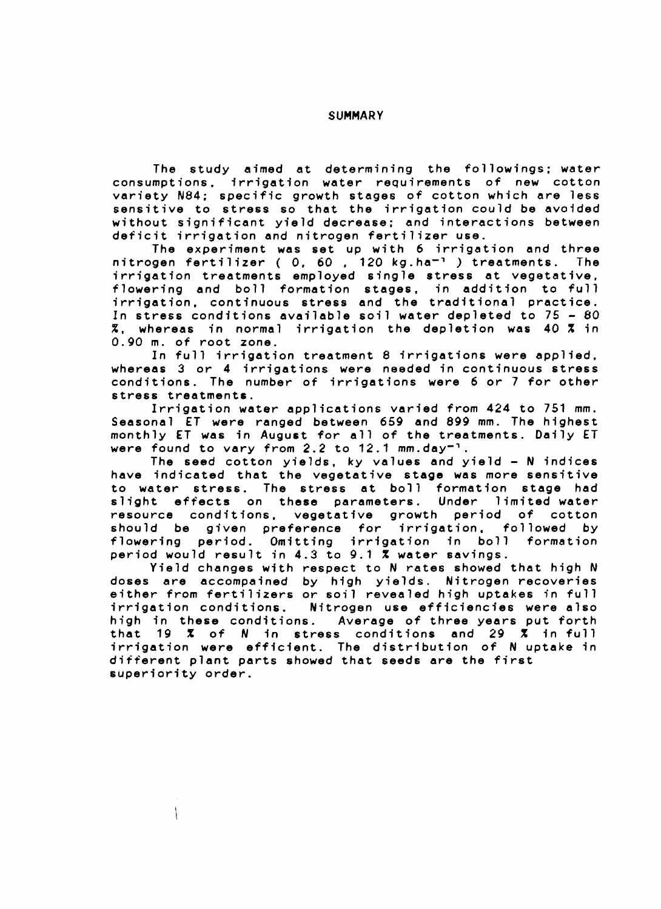# SUMMARY

The study aimed at determining the followings; water consumptions, irrigation water requirements of new cotton variety N84; specific growth stages of cotton which are less sensitive to stress so that the irrigation could be avoided without significant yield decrease; and interactions between deficit irrigation and nitrogen fertilizer use.

The experiment was set up with 6 irrigation and three nitrogen fertilizer ( 0, 60 , 120 kg.ha$^{-1}$ ) treatments. The irrigation treatments employed single stress at vegetative, flowering and boll formation stages, in addition to full irrigation, continuous stress and the traditional practice. In stress conditions available soil water depleted to 75 - 80 %, whereas in normal irrigation the depletion was 40 % in 0.90 m. of root zone.

In full irrigation treatment 8 irrigations were applied, whereas 3 or 4 irrigations were needed in continuous stress conditions. The number of irrigations were 6 or 7 for other stress treatments.

Irrigation water applications varied from 424 to 751 mm. Seasonal ET were ranged between 659 and 899 mm. The highest monthly ET was in August for all of the treatments. Daily ET were found to vary from 2.2 to 12.1 mm.day$^{-1}$.

The seed cotton yields, ky values and yield - N indices have indicated that the vegetative stage was more sensitive to water stress. The stress at boll formation stage had slight effects on these parameters. Under limited water resource conditions, vegetative growth period of cotton should be given preference for irrigation, followed by flowering period. Omitting irrigation in boll formation period would result in 4.3 to 9.1 % water savings.

Yield changes with respect to N rates showed that high N doses are accompained by high yields. Nitrogen recoveries either from fertilizers or soil revealed high uptakes in full irrigation conditions. Nitrogen use efficiencies were also high in these conditions. Average of three years put forth that 19 % of N in stress conditions and 29 % in full irrigation were efficient. The distribution of N uptake in different plant parts showed that seeds are the first superiority order.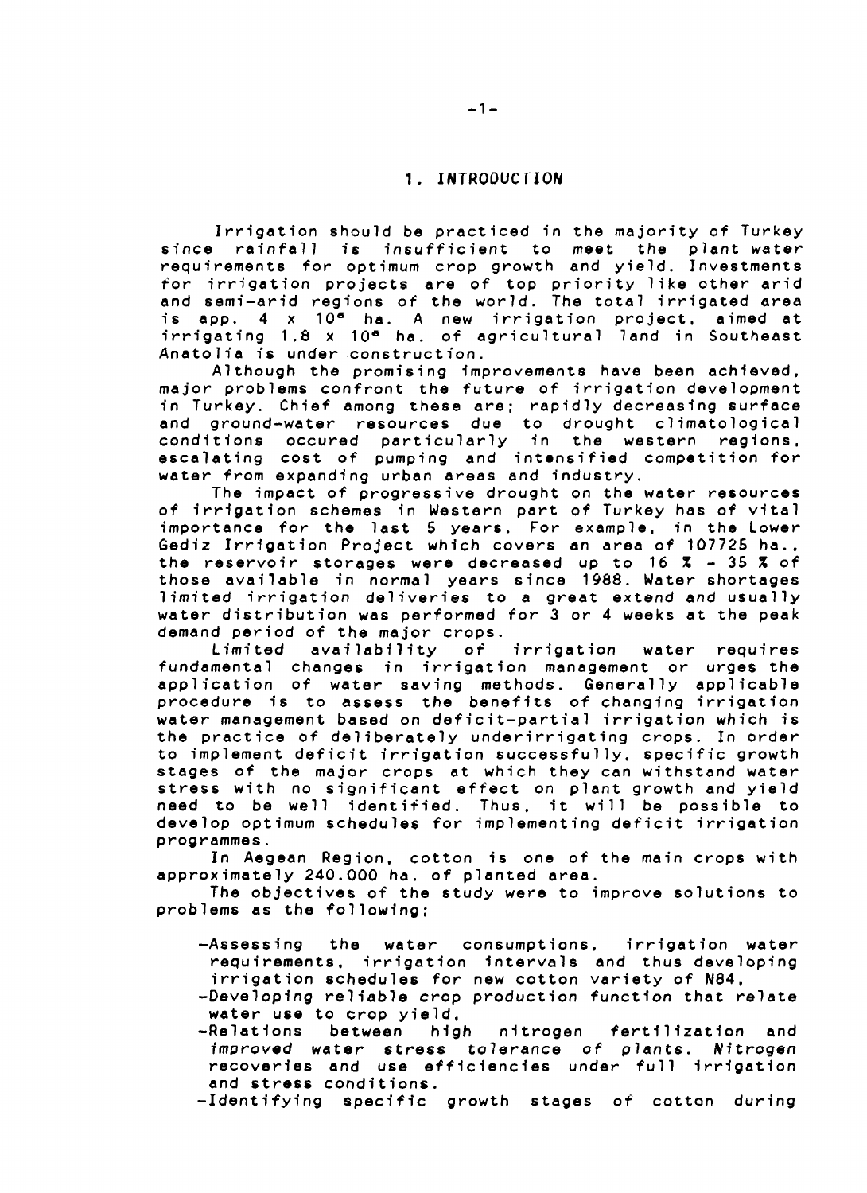# 1. INTRODUCTION

Irrigation should be practiced in the majority of Turkey since rainfall is insufficient to meet the plant water requirements for optimum crop growth and yield. Investments for irrigation projects are of top priority like other arid and semi-arid regions of the world. The total irrigated area is app. $4 \times 10^6$ ha. A new irrigation project, aimed at irrigating $1.8 \times 10^6$ ha. of agricultural land in Southeast Anatolia is under construction.

Although the promising improvements have been achieved, major problems confront the future of irrigation development in Turkey. Chief among these are; rapidly decreasing surface and ground-water resources due to drought climatological conditions occured particularly in the western regions, escalating cost of pumping and intensified competition for water from expanding urban areas and industry.

The impact of progressive drought on the water resources of irrigation schemes in Western part of Turkey has of vital importance for the last 5 years. For example, in the Lower Gediz Irrigation Project which covers an area of 107725 ha., the reservoir storages were decreased up to 16 % - 35 % of those available in normal years since 1988. Water shortages limited irrigation deliveries to a great extend and usually water distribution was performed for 3 or 4 weeks at the peak demand period of the major crops.

Limited availability of irrigation water requires fundamental changes in irrigation management or urges the application of water saving methods. Generally applicable procedure is to assess the benefits of changing irrigation water management based on deficit-partial irrigation which is the practice of deliberately underirrigating crops. In order to implement deficit irrigation successfully, specific growth stages of the major crops at which they can withstand water stress with no significant effect on plant growth and yield need to be well identified. Thus, it will be possible to develop optimum schedules for implementing deficit irrigation programmes.

In Aegean Region, cotton is one of the main crops with approximately 240.000 ha. of planted area.

The objectives of the study were to improve solutions to problems as the following;

- Assessing the water consumptions, irrigation water requirements, irrigation intervals and thus developing irrigation schedules for new cotton variety of N84,
- Developing reliable crop production function that relate water use to crop yield,
- Relations between high nitrogen fertilization and improved water stress tolerance of plants. Nitrogen recoveries and use efficiencies under full irrigation and stress conditions.
- Identifying specific growth stages of cotton during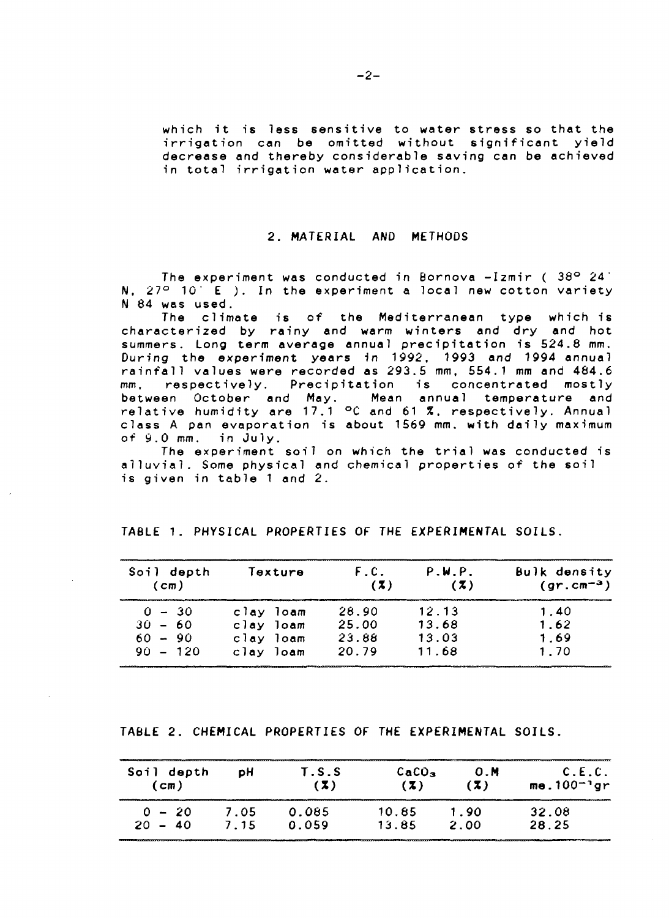which it is less sensitive to water stress so that the irrigation can be omitted without significant yield decrease and thereby considerable saving can be achieved in total irrigation water application.

## 2. MATERIAL AND METHODS

The experiment was conducted in Bornova -Izmir ( 38° 24' N, 27° 10' E ). In the experiment a local new cotton variety N 84 was used.

The climate is of the Mediterranean type which is characterized by rainy and warm winters and dry and hot summers. Long term average annual precipitation is 524.8 mm. During the experiment years in 1992, 1993 and 1994 annual rainfall values were recorded as 293.5 mm, 554.1 mm and 484.6 mm, respectively. Precipitation is concentrated mostly between October and May. Mean annual temperature and relative humidity are 17.1 °C and 61 %, respectively. Annual class A pan evaporation is about 1569 mm. with daily maximum of 9.0 mm. in July.

The experiment soil on which the trial was conducted is alluvial. Some physical and chemical properties of the soil is given in table 1 and 2.

TABLE 1. PHYSICAL PROPERTIES OF THE EXPERIMENTAL SOILS.

| Soil depth (cm) | Texture | F.C. (%) | P.W.P. (%) | Bulk density ($gr.cm^{-3}$) |
|---|---|---|---|---|
| 0 - 30 | clay loam | 28.90 | 12.13 | 1.40 |
| 30 - 60 | clay loam | 25.00 | 13.68 | 1.62 |
| 60 - 90 | clay loam | 23.88 | 13.03 | 1.69 |
| 90 - 120 | clay loam | 20.79 | 11.68 | 1.70 |

TABLE 2. CHEMICAL PROPERTIES OF THE EXPERIMENTAL SOILS.

| Soil depth (cm) | pH | T.S.S (%) | $CaCO_3$ (%) | O.M (%) | C.E.C. $me.100^{-1}gr$ |
|---|---|---|---|---|---|
| 0 - 20 | 7.05 | 0.085 | 10.85 | 1.90 | 32.08 |
| 20 - 40 | 7.15 | 0.059 | 13.85 | 2.00 | 28.25 |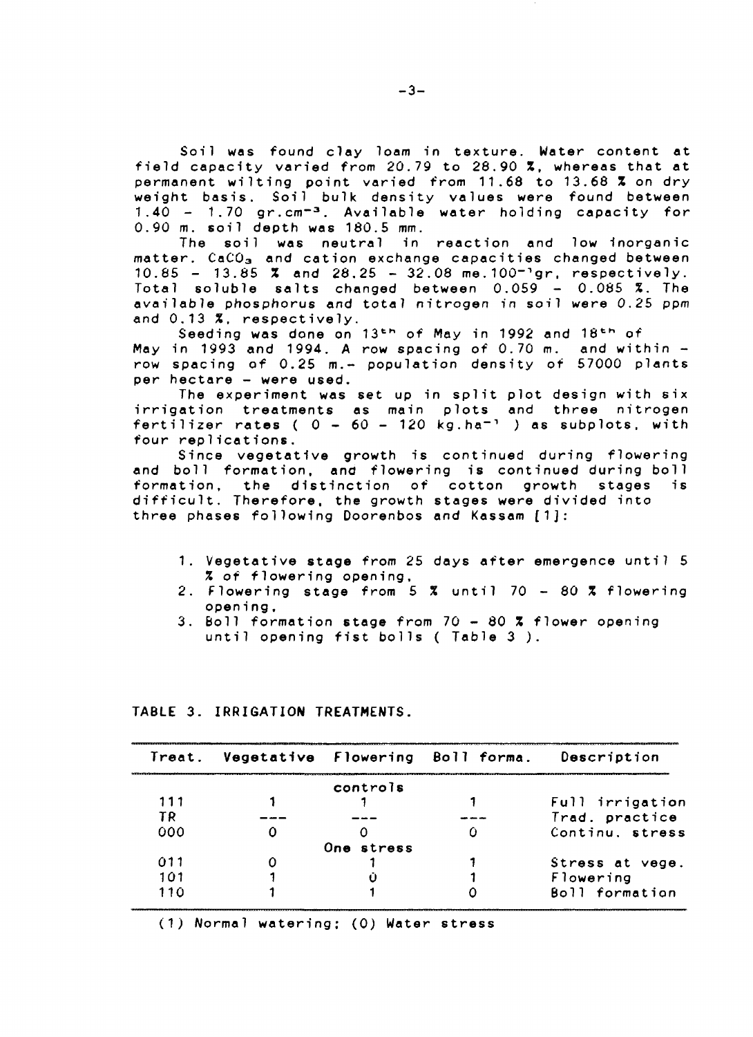Soil was found clay loam in texture. Water content at field capacity varied from 20.79 to 28.90 %, whereas that at permanent wilting point varied from 11.68 to 13.68 % on dry weight basis. Soil bulk density values were found between 1.40 - 1.70 $gr.cm^{-3}$. Available water holding capacity for 0.90 m. soil depth was 180.5 mm.

The soil was neutral in reaction and low inorganic matter. $CaCO_3$ and cation exchange capacities changed between 10.85 - 13.85 % and 28.25 - 32.08 $me.100^{-1}gr$, respectively. Total soluble salts changed between 0.059 - 0.085 %. The available phosphorus and total nitrogen in soil were 0.25 ppm and 0.13 %, respectively.

Seeding was done on 13th of May in 1992 and 18th of May in 1993 and 1994. A row spacing of 0.70 m. and within - row spacing of 0.25 m.- population density of 57000 plants per hectare - were used.

The experiment was set up in split plot design with six irrigation treatments as main plots and three nitrogen fertilizer rates ( 0 - 60 - 120 $kg.ha^{-1}$ ) as subplots, with four replications.

Since vegetative growth is continued during flowering and boll formation, and flowering is continued during boll formation, the distinction of cotton growth stages is difficult. Therefore, the growth stages were divided into three phases following Doorenbos and Kassam [1]:

1. Vegetative stage from 25 days after emergence until 5 % of flowering opening,
2. Flowering stage from 5 % until 70 - 80 % flowering opening,
3. Boll formation stage from 70 - 80 % flower opening until opening fist bolls ( Table 3 ).

TABLE 3. IRRIGATION TREATMENTS.

| Treat. | Vegetative | Flowering | Boll forma. | Description |
|---|---|---|---|---|
| | | controls | | |
| 111 | 1 | 1 | 1 | Full irrigation |
| TR | --- | --- | --- | Trad. practice |
| 000 | 0 | 0 | 0 | Continu. stress |
| | | One stress | | |
| 011 | 0 | 1 | 1 | Stress at vege. |
| 101 | 1 | 0 | 1 | Flowering |
| 110 | 1 | 1 | 0 | Boll formation |

(1) Normal watering; (0) Water stress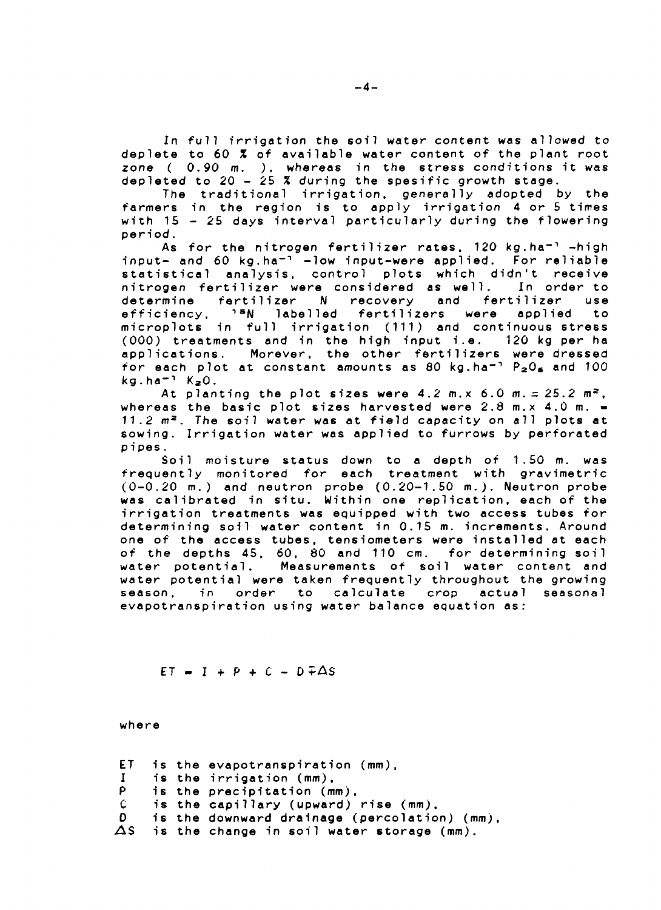*In full irrigation the soil water content was allowed to deplete to 60 % of available water content of the plant root zone ( 0.90 m. ), whereas in the stress conditions it was depleted to 20 - 25 % during the spesific growth stage.*

The traditional irrigation, generally adopted by the farmers in the region is to apply irrigation 4 or 5 times with 15 - 25 days interval particularly during the flowering period.

As for the nitrogen fertilizer rates, 120 kg.ha$^{-1}$ -high input- and 60 kg.ha$^{-1}$ -low input-were applied. For reliable statistical analysis, control plots which didn't receive nitrogen fertilizer were considered as well. In order to determine fertilizer N recovery and fertilizer use efficiency, $^{15}N$ labelled fertilizers were applied to microplots in full irrigation (111) and continuous stress (000) treatments and in the high input i.e. 120 kg per ha applications. Morever, the other fertilizers were dressed for each plot at constant amounts as 80 kg.ha$^{-1}$ $P_2O_5$ and 100 kg.ha$^{-1}$ $K_2O$.

At planting the plot sizes were 4.2 *m.x* 6.0 *m.* = 25.2 *m*$^2$, whereas the basic plot sizes harvested were 2.8 m.x 4.0 m. = 11.2 *m*$^2$. *The soil water was at field capacity on all plots at sowing.* Irrigation water was applied to furrows by perforated pipes.

Soil moisture status down to a depth of 1.50 m. was frequently monitored for each treatment with gravimetric (0-0.20 m.) and neutron probe (0.20-1.50 m.). Neutron probe was calibrated in situ. Within one replication, each of the irrigation treatments was equipped with two access tubes for determining soil water content in 0.15 m. increments. Around one of the access tubes, tensiometers were installed at each of the depths 45, 60, 80 and 110 cm. for determining soil water potential. Measurements of soil water content and water potential were taken frequently throughout the growing season, in order to calculate crop actual seasonal evapotranspiration using water balance equation as:

$$ET = I + P + C - D \mp \Delta S$$

where

- ET is the evapotranspiration (mm),
- I is the irrigation (mm),
- P is the precipitation (mm),
- C is the capillary (upward) rise (mm),
- D is the downward drainage (percolation) (mm),
- $\Delta S$ is the change in soil water storage (mm).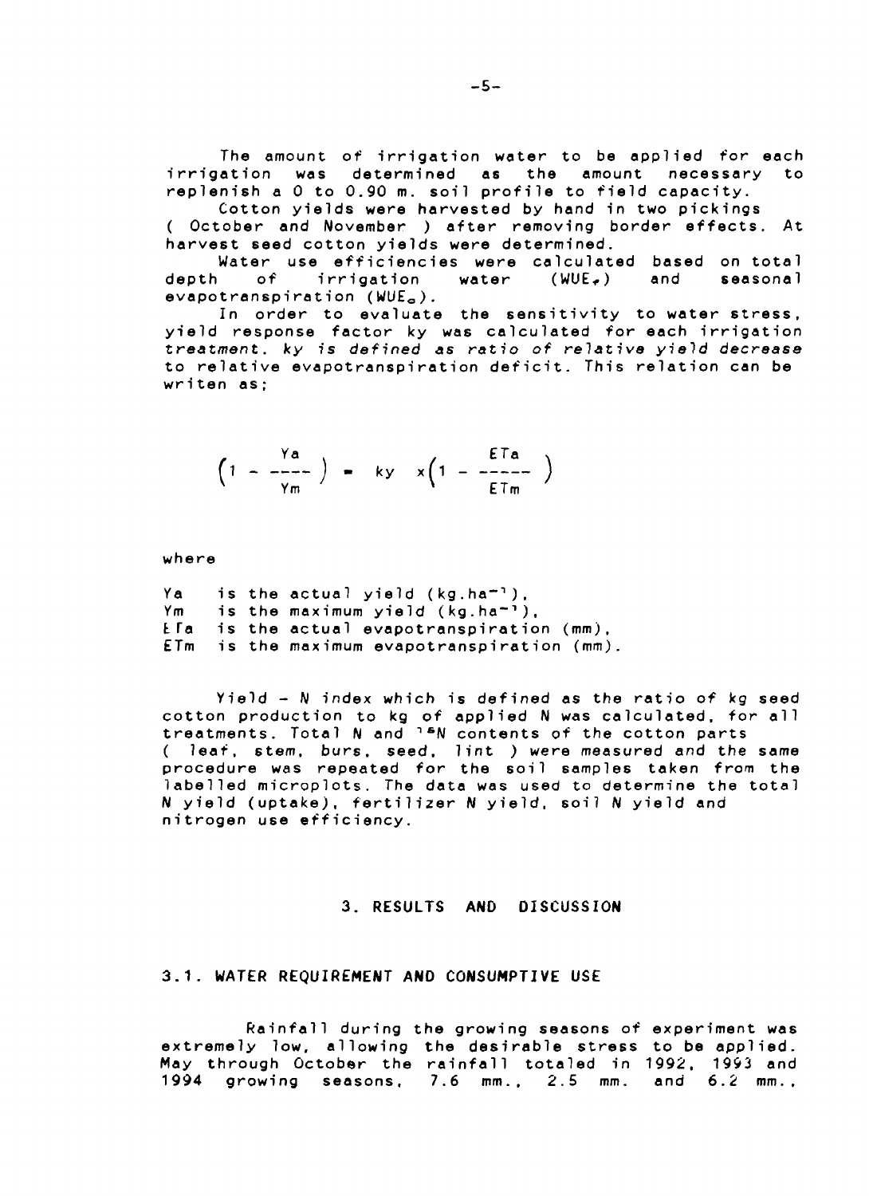The amount of irrigation water to be applied for each irrigation was determined as the amount necessary to replenish a 0 to 0.90 m. soil profile to field capacity.

Cotton yields were harvested by hand in two pickings ( October and November ) after removing border effects. At harvest seed cotton yields were determined.

Water use efficiencies were calculated based on total depth of irrigation water ($WUE_{r}$) and seasonal evapotranspiration ($WUE_{o}$).

In order to evaluate the sensitivity to water stress, yield response factor ky was calculated for each irrigation treatment. *ky is defined as ratio of relative yield decrease* to relative evapotranspiration deficit. This relation can be writen as;

$$\left(1 - \frac{Ya}{Ym}\right) = ky \times \left(1 - \frac{ETa}{ETm}\right)$$

where

Ya is the actual yield ($kg.ha^{-1}$),
Ym is the maximum yield ($kg.ha^{-1}$),
ETa is the actual evapotranspiration (mm),
ETm is the maximum evapotranspiration (mm).

*Yield - N index* which is defined as the ratio of *kg* seed cotton production to kg of applied N was calculated, for all treatments. Total N and $^{15}N$ contents of the cotton parts ( *leaf, stem, burs, seed, lint* ) were measured and the same procedure was repeated for the soil samples taken from the labelled microplots. The data was used to determine the total N yield (uptake), fertilizer N yield, soil N yield and nitrogen use efficiency.

## 3. RESULTS AND DISCUSSION

### 3.1. WATER REQUIREMENT AND CONSUMPTIVE USE

Rainfall during the growing seasons of experiment was extremely low, allowing the desirable stress to be applied. May through October the rainfall totaled in 1992, 1993 and 1994 growing seasons, 7.6 mm., 2.5 mm. and 6.2 mm.,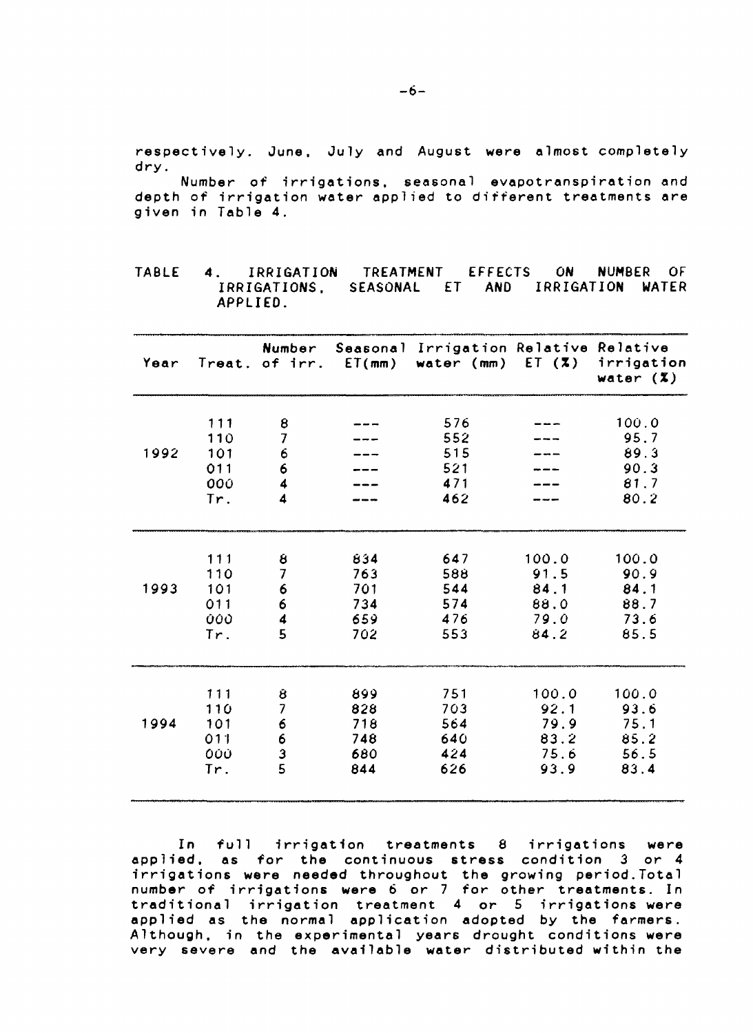respectively. June, July and August were almost completely dry.

Number of irrigations, seasonal evapotranspiration and depth of irrigation water applied to different treatments are given in Table 4.

TABLE 4. IRRIGATION TREATMENT EFFECTS ON NUMBER OF IRRIGATIONS, SEASONAL ET AND IRRIGATION WATER APPLIED.

| Year | Treat. | Number of irr. | Seasonal ET(mm) | Irrigation water (mm) | Relative ET (%) | Relative irrigation water (%) |
|---|---|---|---|---|---|---|
| 1992 | 111 | 8 | --- | 576 | --- | 100.0 |
| | 110 | 7 | --- | 552 | --- | 95.7 |
| | 101 | 6 | --- | 515 | --- | 89.3 |
| | 011 | 6 | --- | 521 | --- | 90.3 |
| | 000 | 4 | --- | 471 | --- | 81.7 |
| | Tr. | 4 | --- | 462 | --- | 80.2 |
| 1993 | 111 | 8 | 834 | 647 | 100.0 | 100.0 |
| | 110 | 7 | 763 | 588 | 91.5 | 90.9 |
| | 101 | 6 | 701 | 544 | 84.1 | 84.1 |
| | 011 | 6 | 734 | 574 | 88.0 | 88.7 |
| | 000 | 4 | 659 | 476 | 79.0 | 73.6 |
| | Tr. | 5 | 702 | 553 | 84.2 | 85.5 |
| 1994 | 111 | 8 | 899 | 751 | 100.0 | 100.0 |
| | 110 | 7 | 828 | 703 | 92.1 | 93.6 |
| | 101 | 6 | 718 | 564 | 79.9 | 75.1 |
| | 011 | 6 | 748 | 640 | 83.2 | 85.2 |
| | 000 | 3 | 680 | 424 | 75.6 | 56.5 |
| | Tr. | 5 | 844 | 626 | 93.9 | 83.4 |

In full irrigation treatments 8 irrigations were applied, as for the continuous stress condition 3 or 4 irrigations were needed throughout the growing period. Total number of irrigations were 6 or 7 for other treatments. In traditional irrigation treatment 4 or 5 irrigations were applied as the normal application adopted by the farmers. Although, in the experimental years drought conditions were very severe and the available water distributed within the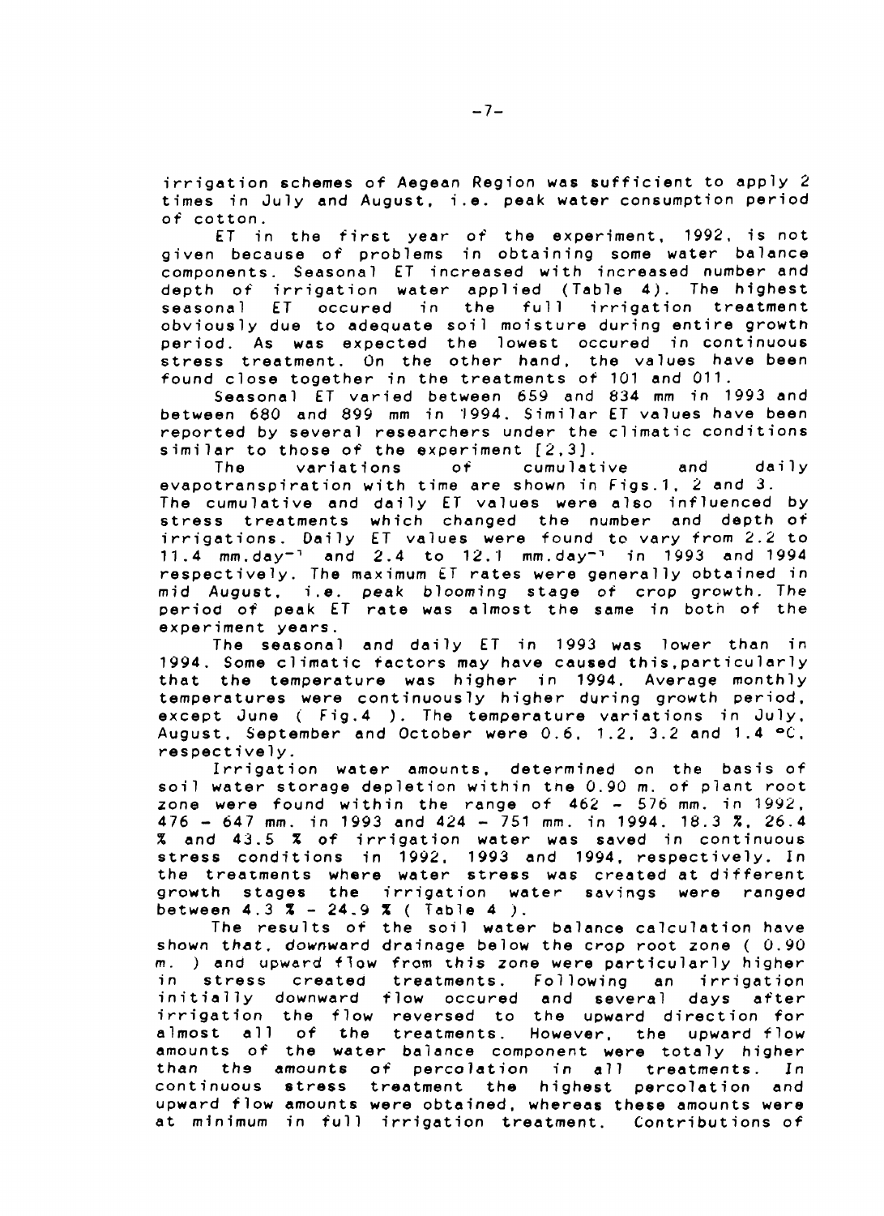irrigation schemes of Aegean Region was sufficient to apply 2 times in July and August, i.e. peak water consumption period of cotton.

ET in the first year of the experiment, 1992, is not given because of problems in obtaining some water balance components. Seasonal ET increased with increased number and depth of irrigation water applied (Table 4). The highest seasonal ET occured in the full irrigation treatment obviously due to adequate soil moisture during entire growth period. As was expected the lowest occured in continuous stress treatment. On the other hand, the values have been found close together in the treatments of 101 and 011.

Seasonal ET varied between 659 and 834 mm in 1993 and between 680 and 899 mm in 1994. Similar ET values have been reported by several researchers under the climatic conditions similar to those of the experiment [2,3].

The variations of cumulative and daily evapotranspiration with time are shown in Figs.1, 2 and 3. The cumulative and daily ET values were also influenced by stress treatments which changed the number and depth of irrigations. Daily ET values were found to vary from 2.2 to 11.4 mm.day$^{-1}$ and 2.4 to 12.1 mm.day$^{-1}$ in 1993 and 1994 respectively. The maximum ET rates were generally obtained in mid August, i.e. peak blooming stage of crop growth. The period of peak ET rate was almost the same in both of the experiment years.

The seasonal and daily ET in 1993 was lower than in 1994. Some climatic factors may have caused this,particularly that the temperature was higher in 1994. Average monthly temperatures were continuously higher during growth period, except June ( Fig.4 ). The temperature variations in July, August, September and October were 0.6, 1.2, 3.2 and 1.4 °C, respectively.

Irrigation water amounts, determined on the basis of soil water storage depletion within the 0.90 m. of plant root zone were found within the range of 462 - 576 mm. in 1992, 476 - 647 mm. in 1993 and 424 - 751 mm. in 1994. 18.3 %, 26.4 % and 43.5 % of irrigation water was saved in continuous stress conditions in 1992, 1993 and 1994, respectively. In the treatments where water stress was created at different growth stages the irrigation water savings were ranged between 4.3 % - 24.9 % ( Table 4 ).

The results of the soil water balance calculation have shown that, downward drainage below the crop root zone ( 0.90 m. ) and upward flow from this zone were particularly higher in stress created treatments. Following an irrigation initially downward flow occured and several days after irrigation the flow reversed to the upward direction for almost all of the treatments. However, the upward flow amounts of the water balance component were totaly higher than the amounts of percolation in all treatments. In continuous stress treatment the highest percolation and upward flow amounts were obtained, whereas these amounts were at minimum in full irrigation treatment. Contributions of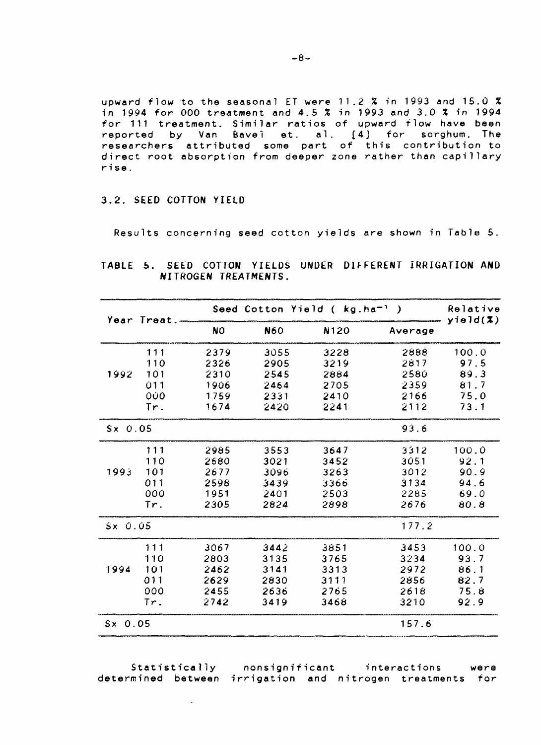upward flow to the seasonal ET were 11.2 % in 1993 and 15.0 % in 1994 for 000 treatment and 4.5 % in 1993 and 3.0 % in 1994 for 111 treatment. Similar ratios of upward flow have been reported by Van Baveĩ et. al. [4] for sorghum. The researchers attributed some part of this contribution to direct root absorption from deeper zone rather than capillary rise.

### 3.2. SEED COTTON YIELD

Results concerning seed cotton yields are shown in Table 5.

TABLE 5. SEED COTTON YIELDS UNDER DIFFERENT IRRIGATION AND NITROGEN TREATMENTS.

| Year | Treat. | Seed Cotton Yield ( $kg.ha^{-1}$ ) | | | | Relative yield(%) |
|---|---|---|---|---|---|---|
| | | N0 | N60 | N120 | Average | |
| 1992 | 111 | 2379 | 3055 | 3228 | 2888 | 100.0 |
| | 110 | 2326 | 2905 | 3219 | 2817 | 97.5 |
| | 101 | 2310 | 2545 | 2884 | 2580 | 89.3 |
| | 011 | 1906 | 2464 | 2705 | 2359 | 81.7 |
| | 000 | 1759 | 2331 | 2410 | 2166 | 75.0 |
| | Tr. | 1674 | 2420 | 2241 | 2112 | 73.1 |
| Sx 0.05 | | | | | 93.6 | |
| 1993 | 111 | 2985 | 3553 | 3647 | 3312 | 100.0 |
| | 110 | 2680 | 3021 | 3452 | 3051 | 92.1 |
| | 101 | 2677 | 3096 | 3263 | 3012 | 90.9 |
| | 011 | 2598 | 3439 | 3366 | 3134 | 94.6 |
| | 000 | 1951 | 2401 | 2503 | 2285 | 69.0 |
| | Tr. | 2305 | 2824 | 2898 | 2676 | 80.8 |
| Sx 0.05 | | | | | 177.2 | |
| 1994 | 111 | 3067 | 3442 | 3851 | 3453 | 100.0 |
| | 110 | 2803 | 3135 | 3765 | 3234 | 93.7 |
| | 101 | 2462 | 3141 | 3313 | 2972 | 86.1 |
| | 011 | 2629 | 2830 | 3111 | 2856 | 82.7 |
| | 000 | 2455 | 2636 | 2765 | 2618 | 75.8 |
| | Tr. | 2742 | 3419 | 3468 | 3210 | 92.9 |
| Sx 0.05 | | | | | 157.6 | |

Statistically nonsignificant interactions were determined between irrigation and nitrogen treatments for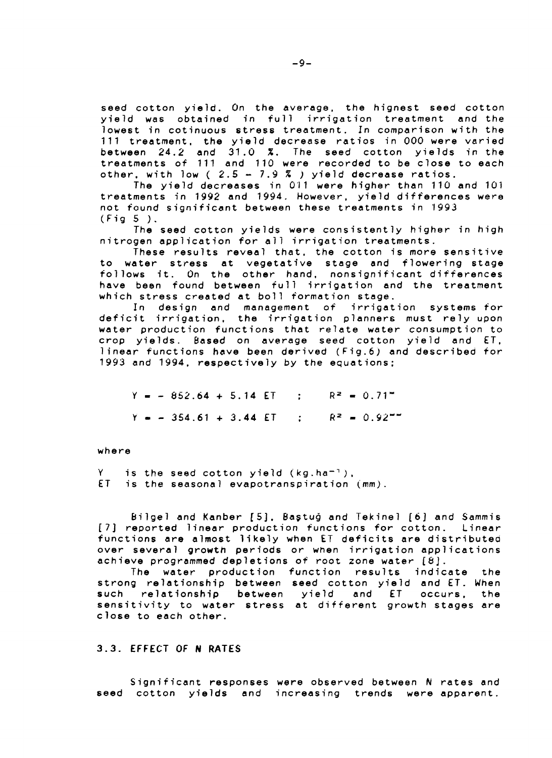seed cotton yield. On the average, the hignest seed cotton yield was obtained in full irrigation treatment and the lowest in cotinuous stress treatment. In comparison with the 111 treatment, the yield decrease ratios in 000 were varied between 24.2 and 31.0 %. The seed cotton yields in the treatments of 111 and 110 were recorded to be close to each other, with low ( 2.5 - 7.9 % ) yield decrease ratios.

The yield decreases in 011 were higher than 110 and 101 treatments in 1992 and 1994. However, yield differences were not found significant between these treatments in 1993 (Fig 5 ).

The seed cotton yields were consistently higher in high nitrogen application for all irrigation treatments.

These results reveal that, the cotton is more sensitive to water stress at vegetative stage and flowering stage follows it. On the other hand, nonsignificant differences have been found between full irrigation and the treatment which stress created at boll formation stage.

In design and management of irrigation systems for deficit irrigation, the irrigation planners must rely upon water production functions that relate water consumption to crop yields. Based on average seed cotton yield and ET, linear functions have been derived (Fig.6) and described for 1993 and 1994, respectively by the equations;

$$Y = -852.64 + 5.14\ ET \quad : \quad R^2 = 0.71^{*}$$

$$Y = -354.61 + 3.44\ ET \quad : \quad R^2 = 0.92^{**}$$

where

Y is the seed cotton yield ($kg.ha^{-1}$),
ET is the seasonal evapotranspiration (mm).

Bilgel and Kanber [5], Baştuğ and Tekinel [6] and Sammis [7] reported linear production functions for cotton. Linear functions are almost likely when ET deficits are distributed over several growth periods or when irrigation applications achieve programmed depletions of root zone water [8].

The water production function results indicate the strong relationship between seed cotton yield and ET. When such relationship between yield and ET occurs, the sensitivity to water stress at different growth stages are close to each other.

### 3.3. EFFECT OF N RATES

Significant responses were observed between N rates and seed cotton yields and increasing trends were apparent.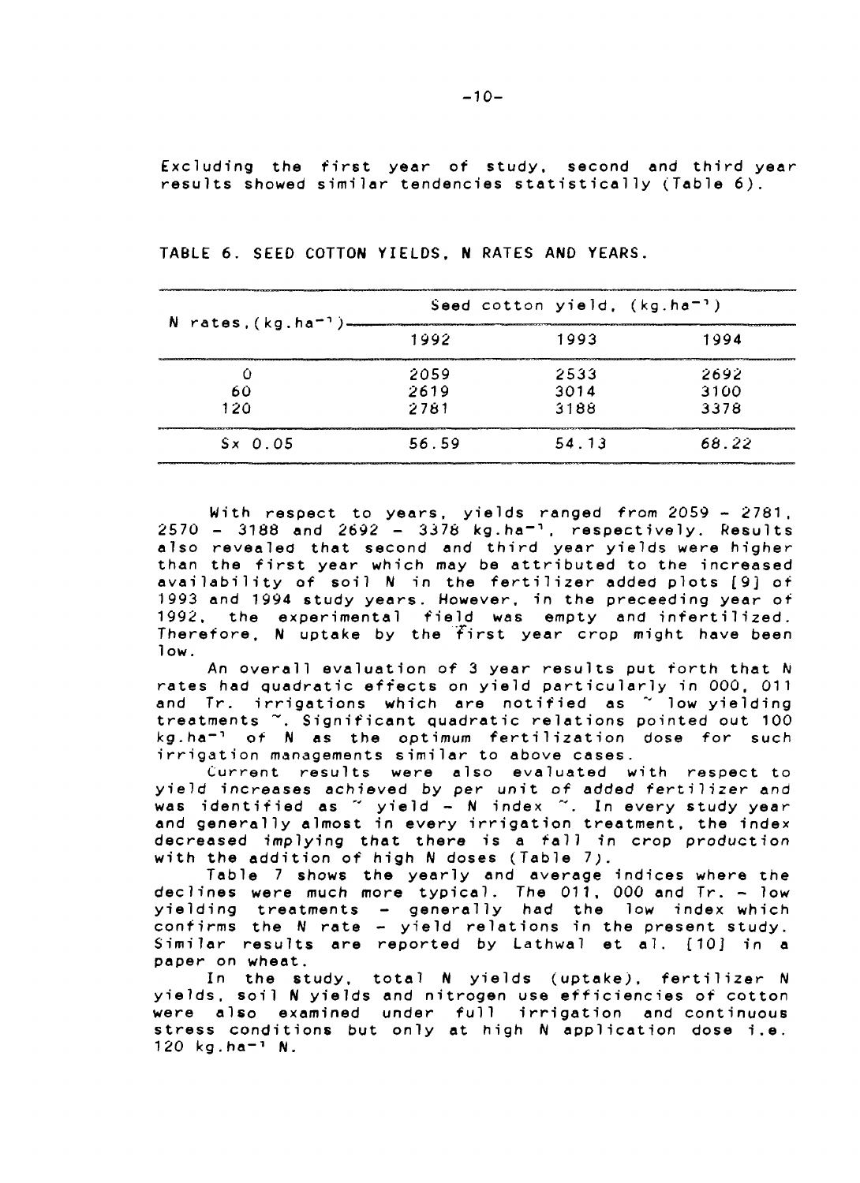Excluding the first year of study, second and third year results showed similar tendencies statistically (Table 6).

TABLE 6. SEED COTTON YIELDS, N RATES AND YEARS.

| N rates, ($kg.ha^{-1}$) | Seed cotton yield, ($kg.ha^{-1}$) | | |
|---|---|---|---|
| | 1992 | 1993 | 1994 |
| 0 | 2059 | 2533 | 2692 |
| 60 | 2619 | 3014 | 3100 |
| 120 | 2781 | 3188 | 3378 |
| Sx 0.05 | 56.59 | 54.13 | 68.22 |

With respect to years, yields ranged from 2059 - 2781, 2570 - 3188 and 2692 - 3378 $kg.ha^{-1}$, respectively. Results also revealed that second and third year yields were higher than the first year which may be attributed to the increased availability of soil N in the fertilizer added plots [9] of 1993 and 1994 study years. However, in the preceeding year of 1992, the experimental field was empty and infertilized. Therefore, N uptake by the first year crop might have been low.

An overall evaluation of 3 year results put forth that N rates had quadratic effects on yield particularly in 000, 011 and Tr. irrigations which are notified as " low yielding treatments ". Significant quadratic relations pointed out 100 $kg.ha^{-1}$ of N as the optimum fertilization dose for such irrigation managements similar to above cases.

Current results were also evaluated with respect to yield increases achieved by per unit of added fertilizer and was identified as " yield - N index ". In every study year and generally almost in every irrigation treatment, the index decreased implying that there is a fall in crop production with the addition of high N doses (Table 7).

Table 7 shows the yearly and average indices where the declines were much more typical. The 011, 000 and Tr. - low yielding treatments - generally had the low index which confirms the N rate - yield relations in the present study. Similar results are reported by Lathwal et al. [10] in a paper on wheat.

In the study, total N yields (uptake), fertilizer N yields, soil N yields and nitrogen use efficiencies of cotton were also examined under full irrigation and continuous stress conditions but only at high N application dose i.e. 120 $kg.ha^{-1}$ N.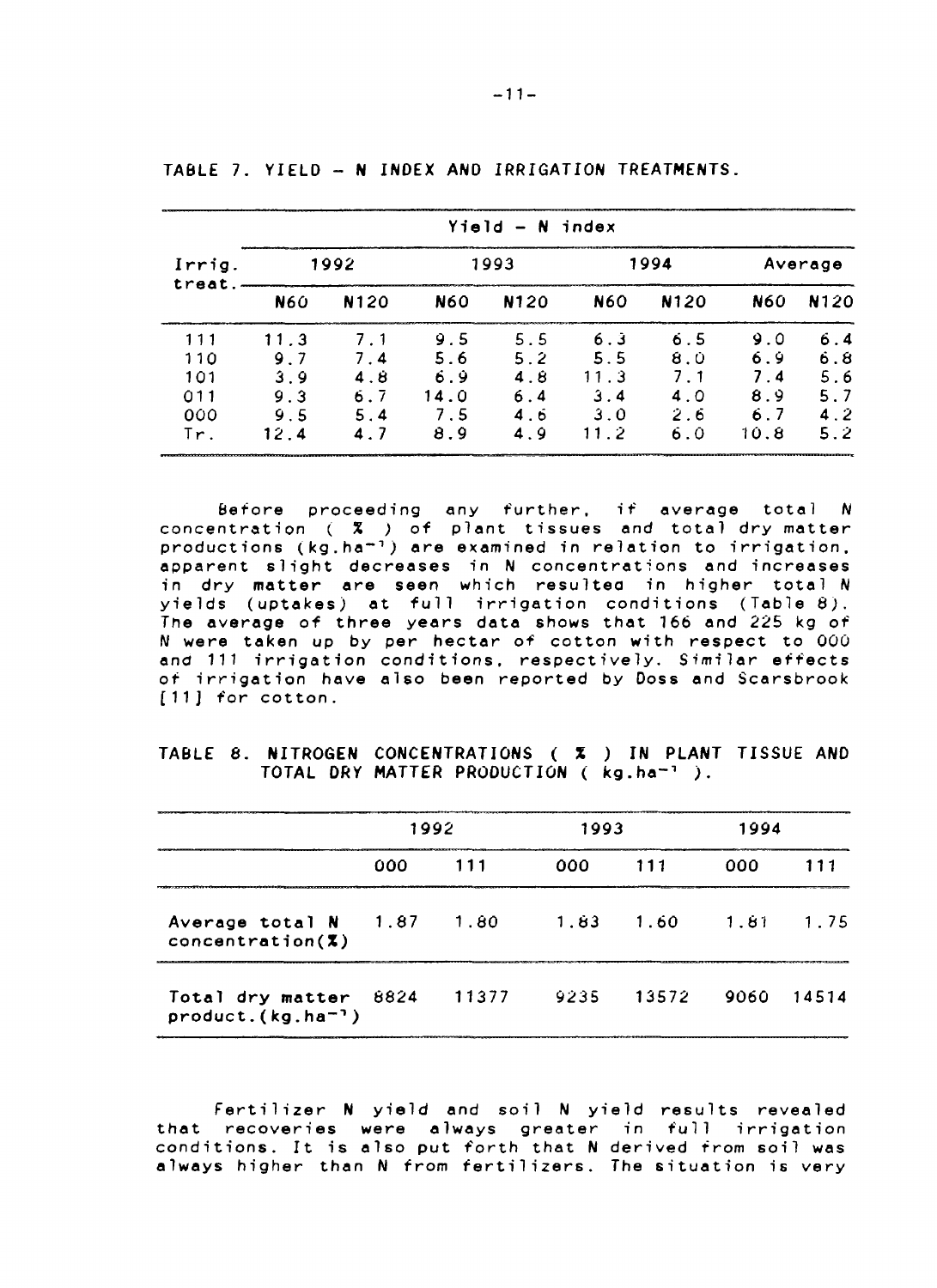TABLE 7. YIELD – N INDEX AND IRRIGATION TREATMENTS.

| Irrig. treat. | Yield – N index | | | | | | | |
|---|---|---|---|---|---|---|---|---|
| | 1992 | | 1993 | | 1994 | | Average | |
| | N60 | N120 | N60 | N120 | N60 | N120 | N60 | N120 |
| 111 | 11.3 | 7.1 | 9.5 | 5.5 | 6.3 | 6.5 | 9.0 | 6.4 |
| 110 | 9.7 | 7.4 | 5.6 | 5.2 | 5.5 | 8.0 | 6.9 | 6.8 |
| 101 | 3.9 | 4.8 | 6.9 | 4.8 | 11.3 | 7.1 | 7.4 | 5.6 |
| 011 | 9.3 | 6.7 | 14.0 | 6.4 | 3.4 | 4.0 | 8.9 | 5.7 |
| 000 | 9.5 | 5.4 | 7.5 | 4.6 | 3.0 | 2.6 | 6.7 | 4.2 |
| Tr. | 12.4 | 4.7 | 8.9 | 4.9 | 11.2 | 6.0 | 10.8 | 5.2 |

Before proceeding any further, if average total N concentration ( % ) of plant tissues and total dry matter productions ($kg.ha^{-1}$) are examined in relation to irrigation, apparent slight decreases in N concentrations and increases in dry matter are seen which resulted in higher total N yields (uptakes) at full irrigation conditions (Table 8). The average of three years data shows that 166 and 225 kg of N were taken up by per hectar of cotton with respect to 000 and 111 irrigation conditions, respectively. Similar effects of irrigation have also been reported by Doss and Scarsbrook [11] for cotton.

TABLE 8. NITROGEN CONCENTRATIONS ( % ) IN PLANT TISSUE AND TOTAL DRY MATTER PRODUCTION ( $kg.ha^{-1}$ ).

| | 1992 | | 1993 | | 1994 | |
|---|---|---|---|---|---|---|
| | 000 | 111 | 000 | 111 | 000 | 111 |
| Average total N concentration(%) | 1.87 | 1.80 | 1.83 | 1.60 | 1.81 | 1.75 |
| Total dry matter product.($kg.ha^{-1}$) | 8824 | 11377 | 9235 | 13572 | 9060 | 14514 |

Fertilizer N yield and soil N yield results revealed that recoveries were always greater in full irrigation conditions. It is also put forth that N derived from soil was always higher than N from fertilizers. The situation is very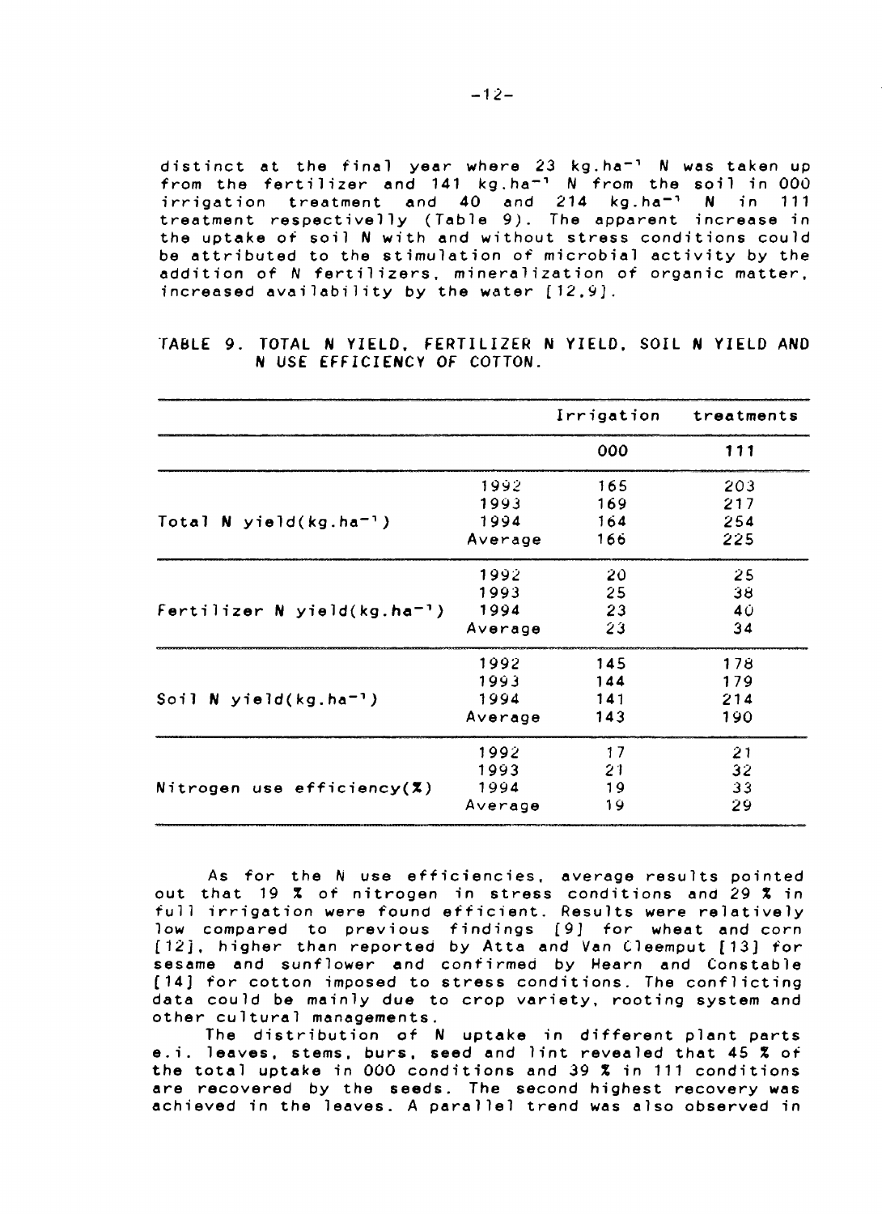distinct at the final year where 23 kg.ha$^{-1}$ N was taken up from the fertilizer and 141 kg.ha$^{-1}$ N from the soil in 000 irrigation treatment and 40 and 214 kg.ha$^{-1}$ N in 111 treatment respectivelly (Table 9). The apparent increase in the uptake of soil N with and without stress conditions could be attributed to the stimulation of microbial activity by the addition of N fertilizers, mineralization of organic matter, increased availability by the water [12,9].

TABLE 9. TOTAL N YIELD, FERTILIZER N YIELD, SOIL N YIELD AND N USE EFFICIENCY OF COTTON.

| | | Irrigation treatments | |
|---|---|---|---|
| | | 000 | 111 |
| Total N yield(kg.ha$^{-1}$) | 1992 | 165 | 203 |
| | 1993 | 169 | 217 |
| | 1994 | 164 | 254 |
| | Average | 166 | 225 |
| Fertilizer N yield(kg.ha$^{-1}$) | 1992 | 20 | 25 |
| | 1993 | 25 | 38 |
| | 1994 | 23 | 40 |
| | Average | 23 | 34 |
| Soil N yield(kg.ha$^{-1}$) | 1992 | 145 | 178 |
| | 1993 | 144 | 179 |
| | 1994 | 141 | 214 |
| | Average | 143 | 190 |
| Nitrogen use efficiency(%) | 1992 | 17 | 21 |
| | 1993 | 21 | 32 |
| | 1994 | 19 | 33 |
| | Average | 19 | 29 |

As for the N use efficiencies, average results pointed out that 19 % of nitrogen in stress conditions and 29 % in full irrigation were found efficient. Results were relatively low compared to previous findings [9] for wheat and corn [12], higher than reported by Atta and Van Cleemput [13] for sesame and sunflower and confirmed by Hearn and Constable [14] for cotton imposed to stress conditions. The conflicting data could be mainly due to crop variety, rooting system and other cultural managements.

The distribution of N uptake in different plant parts e.i. leaves, stems, burs, seed and lint revealed that 45 % of the total uptake in 000 conditions and 39 % in 111 conditions are recovered by the seeds. The second highest recovery was achieved in the leaves. A parallel trend was also observed in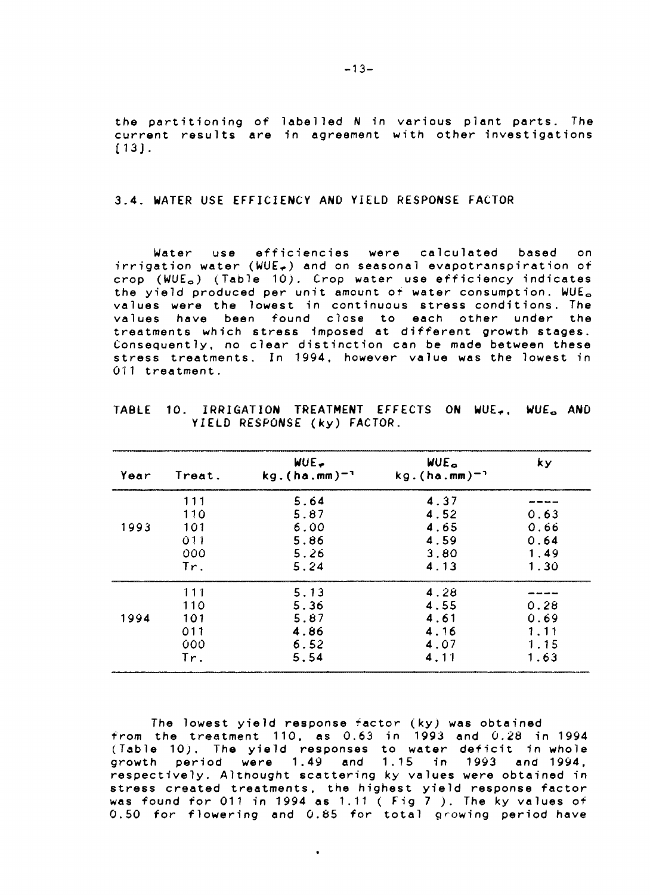the partitioning of labelled N in various plant parts. The current results are in agreement with other investigations [13].

### 3.4. WATER USE EFFICIENCY AND YIELD RESPONSE FACTOR

Water use efficiencies were calculated based on irrigation water ($WUE_r$) and on seasonal evapotranspiration of crop ($WUE_o$) (Table 10). Crop water use efficiency indicates the yield produced per unit amount of water consumption. $WUE_o$ values were the lowest in continuous stress conditions. The values have been found close to each other under the treatments which stress imposed at different growth stages. Consequently, no clear distinction can be made between these stress treatments. In 1994, however value was the lowest in 011 treatment.

TABLE 10. IRRIGATION TREATMENT EFFECTS ON $WUE_r$, $WUE_o$ AND YIELD RESPONSE (ky) FACTOR.

| Year | Treat. | $WUE_r$ kg.(ha.mm)$^{-1}$ | $WUE_o$ kg.(ha.mm)$^{-1}$ | ky |
|---|---|---|---|---|
| 1993 | 111 | 5.64 | 4.37 | ---- |
| | 110 | 5.87 | 4.52 | 0.63 |
| | 101 | 6.00 | 4.65 | 0.66 |
| | 011 | 5.86 | 4.59 | 0.64 |
| | 000 | 5.26 | 3.80 | 1.49 |
| | Tr. | 5.24 | 4.13 | 1.30 |
| 1994 | 111 | 5.13 | 4.28 | ---- |
| | 110 | 5.36 | 4.55 | 0.28 |
| | 101 | 5.87 | 4.61 | 0.69 |
| | 011 | 4.86 | 4.16 | 1.11 |
| | 000 | 6.52 | 4.07 | 1.15 |
| | Tr. | 5.54 | 4.11 | 1.63 |

The lowest yield response factor (ky) was obtained from the treatment 110, as 0.63 in 1993 and 0.28 in 1994 (Table 10). The yield responses to water deficit in whole growth period were 1.49 and 1.15 in 1993 and 1994, respectively. Althought scattering ky values were obtained in stress created treatments, the highest yield response factor was found for 011 in 1994 as 1.11 ( Fig 7 ). The ky values of 0.50 for flowering and 0.85 for total growing period have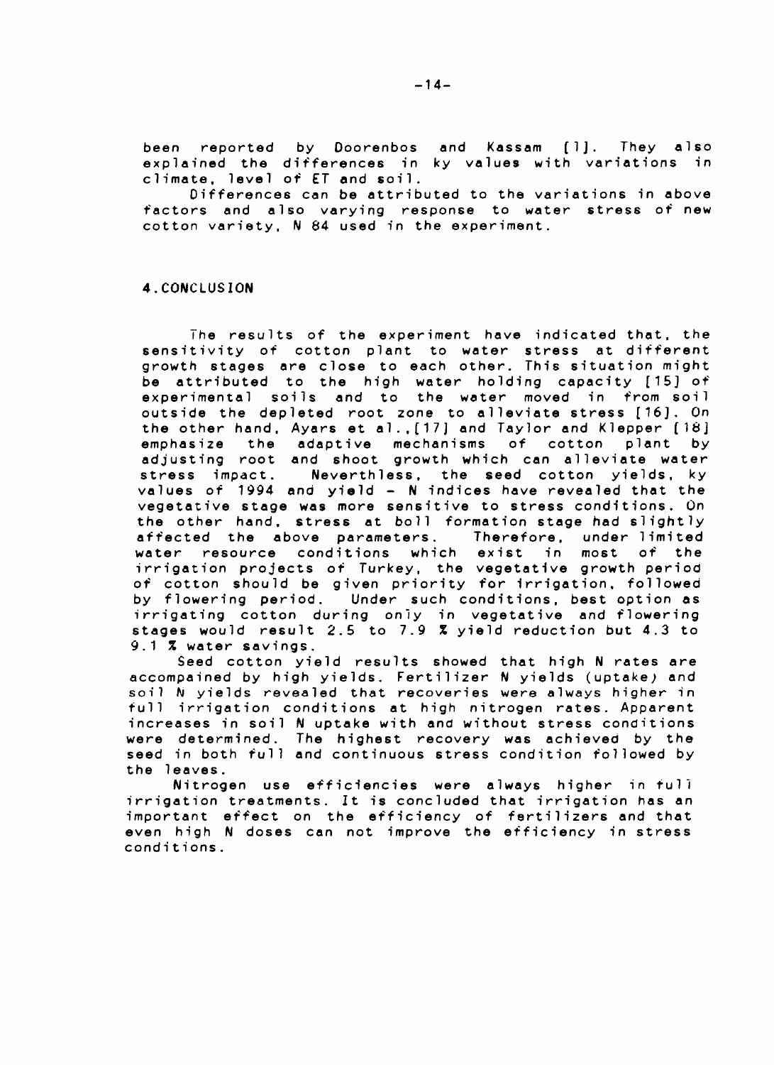been reported by Doorenbos and Kassam [1]. They also explained the differences in ky values with variations in climate, level of ET and soil.

Differences can be attributed to the variations in above factors and also varying response to water stress of new cotton variety, N 84 used in the experiment.

## 4. CONCLUSION

The results of the experiment have indicated that, the sensitivity of cotton plant to water stress at different growth stages are close to each other. This situation might be attributed to the high water holding capacity [15] of experimental soils and to the water moved in from soil outside the depleted root zone to alleviate stress [16]. On the other hand, Ayars et al.,[17] and Taylor and Klepper [18] emphasize the adaptive mechanisms of cotton plant by adjusting root and shoot growth which can alleviate water stress impact. Neverthless, the seed cotton yields, ky values of 1994 and yield - N indices have revealed that the vegetative stage was more sensitive to stress conditions. On the other hand, stress at boll formation stage had slightly affected the above parameters. Therefore, under limited water resource conditions which exist in most of the irrigation projects of Turkey, the vegetative growth period of cotton should be given priority for irrigation, followed by flowering period. Under such conditions, best option as irrigating cotton during only in vegetative and flowering stages would result 2.5 to 7.9 % yield reduction but 4.3 to 9.1 % water savings.

Seed cotton yield results showed that high N rates are accompained by high yields. Fertilizer N yields (uptake) and soil N yields revealed that recoveries were always higher in full irrigation conditions at high nitrogen rates. Apparent increases in soil N uptake with and without stress conditions were determined. The highest recovery was achieved by the seed in both full and continuous stress condition followed by the leaves.

Nitrogen use efficiencies were always higher in full irrigation treatments. It is concluded that irrigation has an important effect on the efficiency of fertilizers and that even high N doses can not improve the efficiency in stress conditions.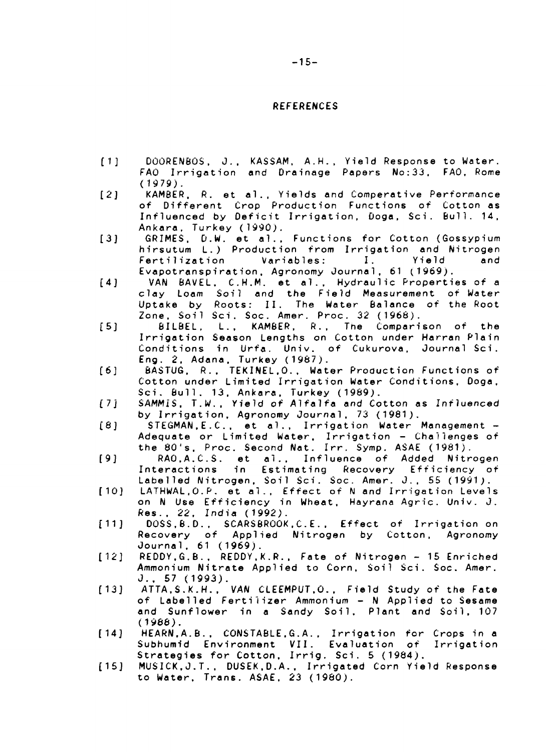## REFERENCES

[1] DOORENBOS, J., KASSAM, A.H., Yield Response to Water. FAO Irrigation and Drainage Papers No:33, FAO, Rome (1979).

[2] KAMBER, R. et al., Yields and Comperative Performance of Different Crop Production Functions of Cotton as Influenced by Deficit Irrigation, Doga, Sci. Bull. 14, Ankara, Turkey (1990).

[3] GRIMES, D.W. et al., Functions for Cotton (Gossypium hirsutum L.) Production from Irrigation and Nitrogen Fertilization Variables: I. Yield and Evapotranspiration, Agronomy Journal, 61 (1969).

[4] VAN BAVEL, C.H.M. et al., Hydraulic Properties of a clay Loam Soil and the Field Measurement of Water Uptake by Roots: II. The Water Balance of the Root Zone, Soil Sci. Soc. Amer. Proc. 32 (1968).

[5] BILBEL, L., KAMBER, R., The Comparison of the Irrigation Season Lengths on Cotton under Harran Plain Conditions in Urfa. Univ. of Cukurova, Journal Sci. Eng. 2, Adana, Turkey (1987).

[6] BASTUG, R., TEKINEL,O., Water Production Functions of Cotton under Limited Irrigation Water Conditions, Doga, Sci. Bull. 13, Ankara, Turkey (1989).

[7] SAMMIS, T.W., Yield of Alfalfa and Cotton as Influenced by Irrigation, Agronomy Journal, 73 (1981).

[8] STEGMAN,E.C., et al., Irrigation Water Management - Adequate or Limited Water, Irrigation - Challenges of the 80's, Proc. Second Nat. Irr. Symp. ASAE (1981).

[9] RAO,A.C.S. et al., Influence of Added Nitrogen Interactions in Estimating Recovery Efficiency of Labelled Nitrogen, Soil Sci. Soc. Amer. J., 55 (1991).

[10] LATHWAL,O.P. et al., Effect of N and Irrigation Levels on N Use Efficiency in Wheat, Hayrana Agric. Univ. J. Res., 22, India (1992).

[11] DOSS,B.D., SCARSBROOK,C.E., Effect of Irrigation on Recovery of Applied Nitrogen by Cotton, Agronomy Journal, 61 (1969).

[12] REDDY,G.B., REDDY,K.R., Fate of Nitrogen - 15 Enriched Ammonium Nitrate Applied to Corn, Soil Sci. Soc. Amer. J., 57 (1993).

[13] ATTA,S.K.H., VAN CLEEMPUT,O., Field Study of the Fate of Labelled Fertilizer Ammonium - N Applied to Sesame and Sunflower in a Sandy Soil, Plant and Soil, 107 (1988).

[14] HEARN,A.B., CONSTABLE,G.A., Irrigation for Crops in a Subhumid Environment VII. Evaluation of Irrigation Strategies for Cotton, Irrig. Sci. 5 (1984).

[15] MUSICK,J.T., DUSEK,D.A., Irrigated Corn Yield Response to Water, Trans. ASAE, 23 (1980).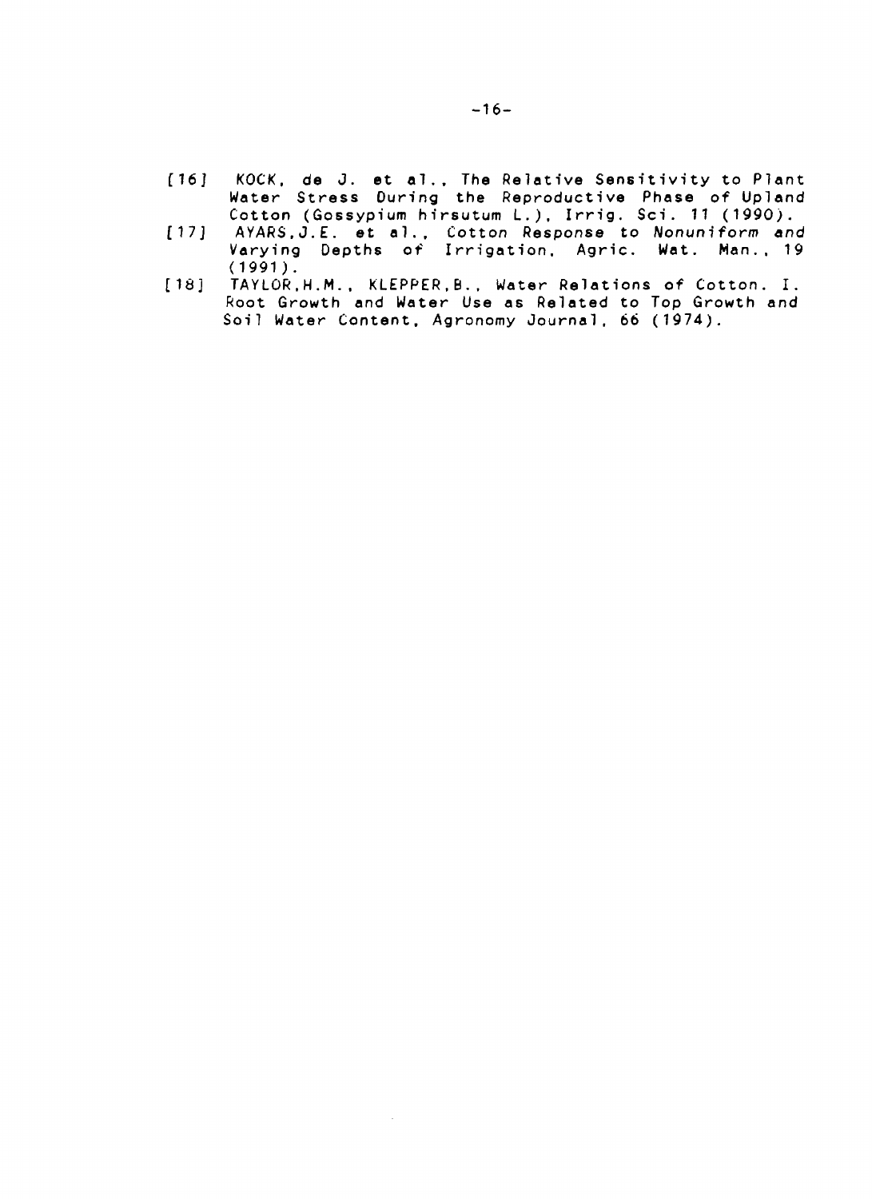[16] KOCK, de J. et al., The Relative Sensitivity to Plant Water Stress During the Reproductive Phase of Upland Cotton (Gossypium hirsutum L.), Irrig. Sci. 11 (1990).

[17] AYARS,J.E. et al., Cotton Response to Nonuniform and Varying Depths of Irrigation, Agric. Wat. Man., 19 (1991).

[18] TAYLOR,H.M., KLEPPER,B., Water Relations of Cotton. I. Root Growth and Water Use as Related to Top Growth and Soil Water Content, Agronomy Journal, 66 (1974).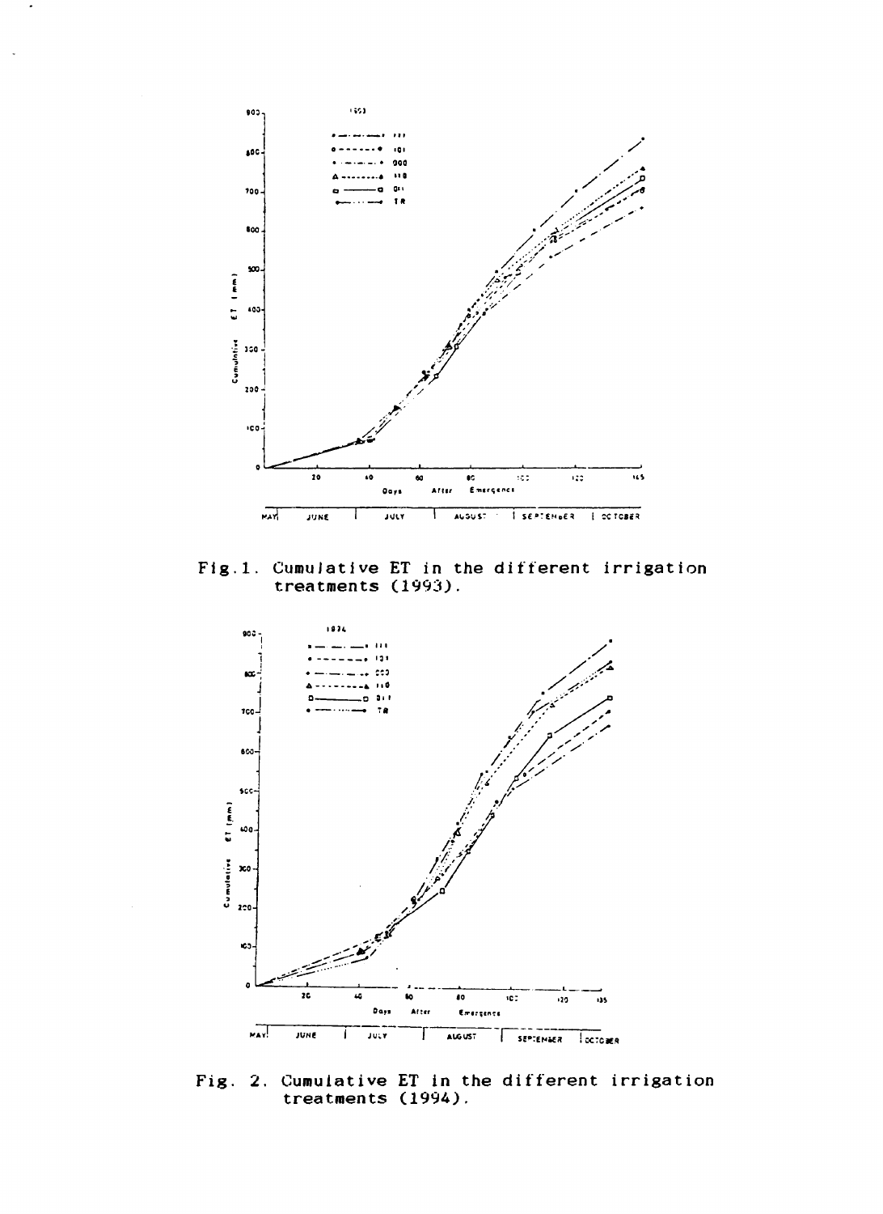Fig.1. Cumulative ET in the different irrigation treatments (1993).

Fig. 2. Cumulative ET in the different irrigation treatments (1994).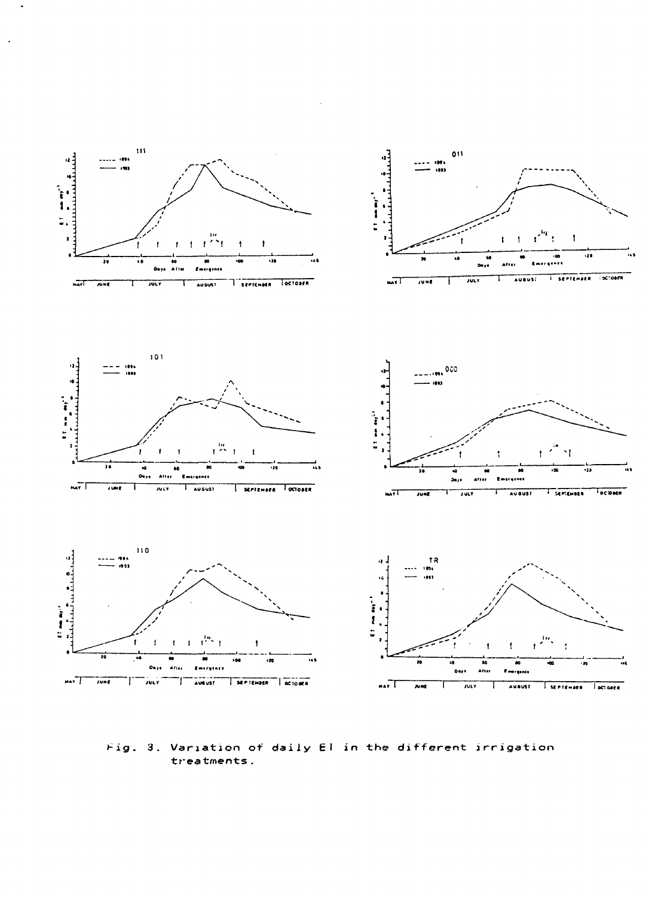Fig. 3. Variation of daily ET in the different irrigation treatments.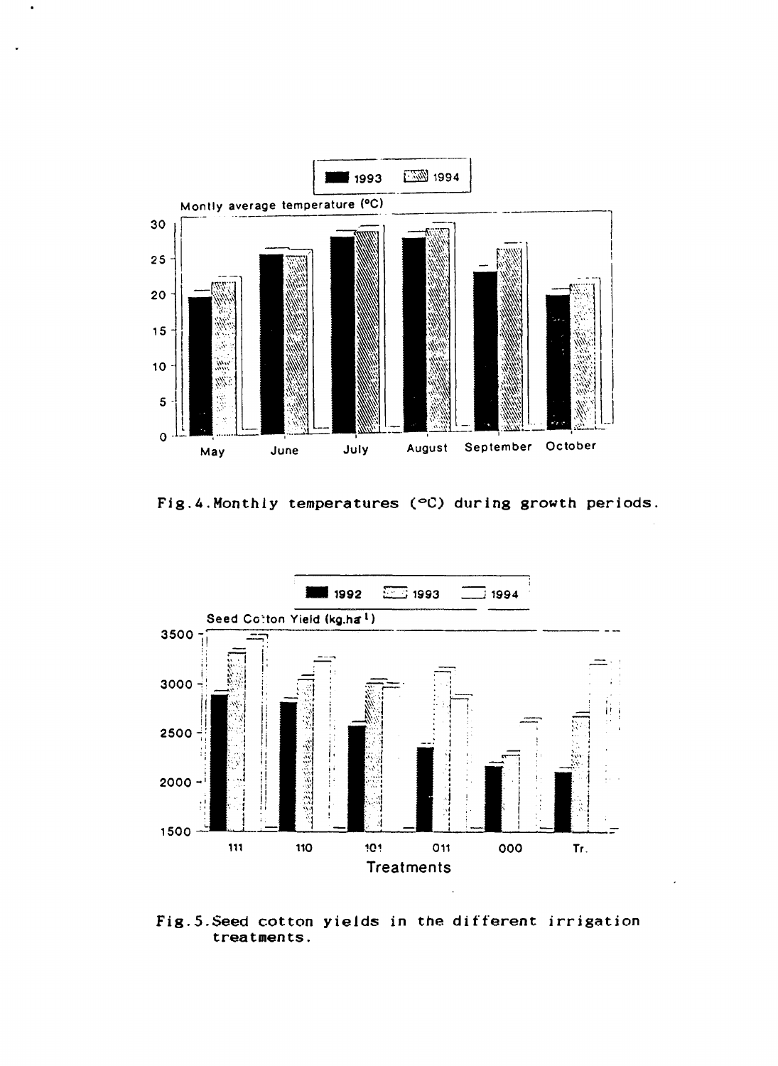Fig.4.Monthly temperatures (°C) during growth periods.

Fig.5.Seed cotton yields in the different irrigation treatments.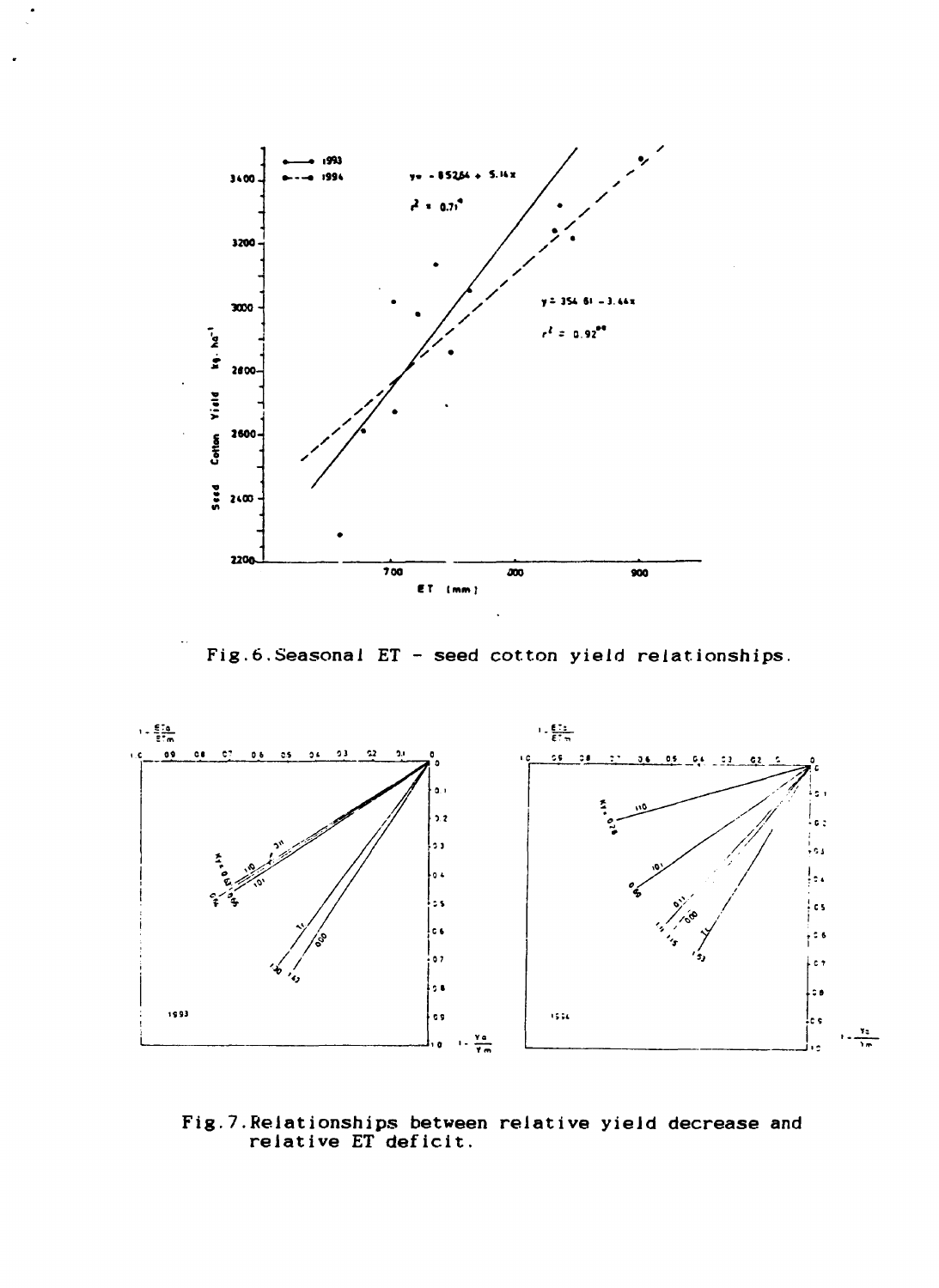1993
1994
y= -852.64 + 5.14x
$r^2$ = 0.71*
y= 354.61 - 3.44x
$r^2$ = 0.92**
Seed Cotton Yield kg. ha⁻¹
3400
3200
3000
2800
2600
2400
2200
700
800
900
ET (mm)

Fig.6. Seasonal ET - seed cotton yield relationships.

$1-\frac{ETa}{ETm}$
1.0 0.9 0.8 0.7 0.6 0.5 0.4 0.3 0.2 0.1 0
0.1 0.2 0.3 0.4 0.5 0.6 0.7 0.8 0.9 1.0
$1-\frac{Ya}{Ym}$
1993
1994

Fig.7. Relationships between relative yield decrease and relative ET deficit.